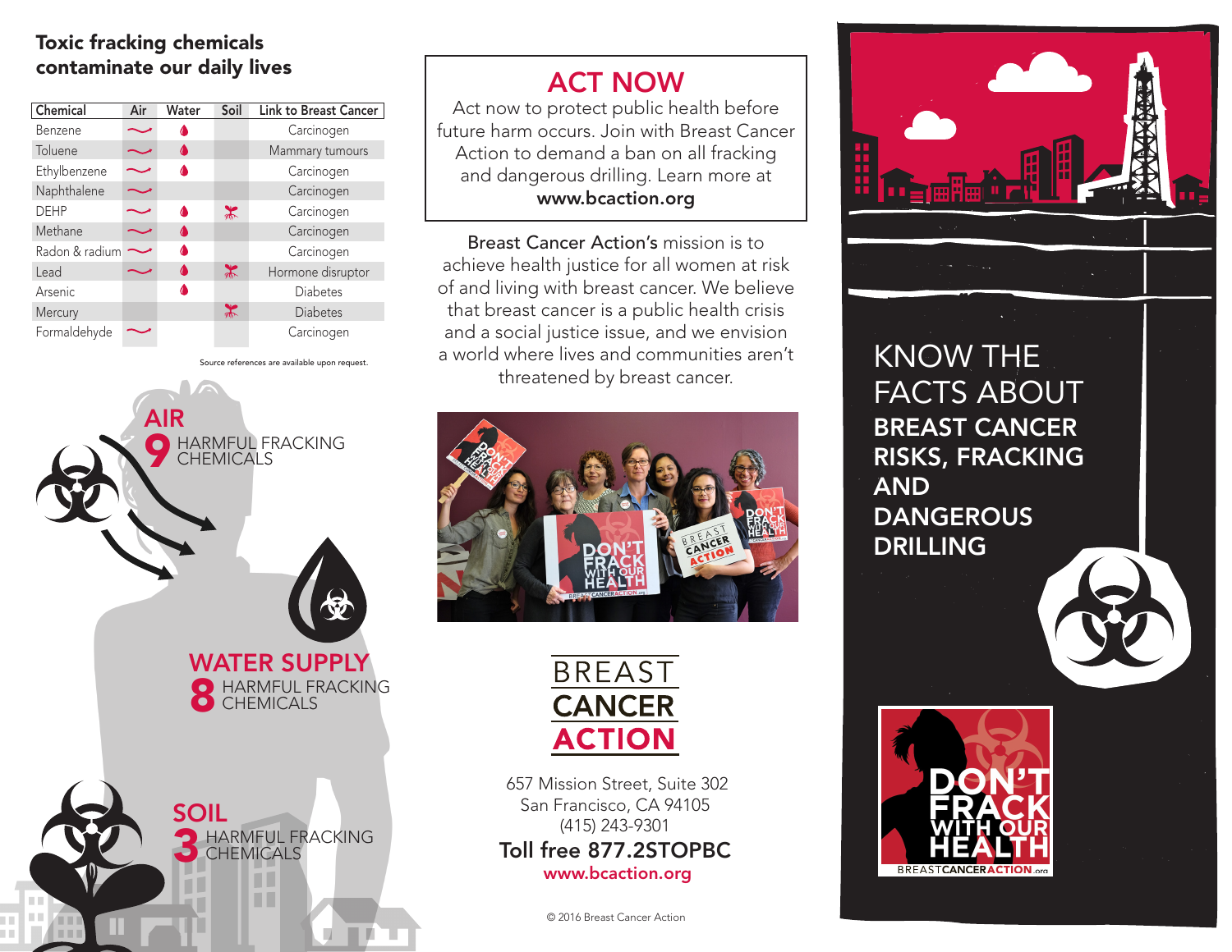## Toxic fracking chemicals contaminate our daily lives

| Chemical | Air | Water | Soil | Link to Breast Cancer |
|---|---|---|---|---|
| Benzene | ✓ | ✓ | | Carcinogen |
| Toluene | ✓ | ✓ | | Mammary tumours |
| Ethylbenzene | ✓ | ✓ | | Carcinogen |
| Naphthalene | ✓ | | | Carcinogen |
| DEHP | ✓ | ✓ | ✓ | Carcinogen |
| Methane | ✓ | ✓ | | Carcinogen |
| Radon & radium | ✓ | ✓ | | Carcinogen |
| Lead | ✓ | ✓ | ✓ | Hormone disruptor |
| Arsenic | | ✓ | | Diabetes |
| Mercury | | | ✓ | Diabetes |
| Formaldehyde | ✓ | | | Carcinogen |

Source references are available upon request.

**AIR**
9 HARMFUL FRACKING CHEMICALS

**WATER SUPPLY**
8 HARMFUL FRACKING CHEMICALS

**SOIL**
3 HARMFUL FRACKING CHEMICALS

## ACT NOW

Act now to protect public health before future harm occurs. Join with Breast Cancer Action to demand a ban on all fracking and dangerous drilling. Learn more at **www.bcaction.org**

Breast Cancer Action's mission is to achieve health justice for all women at risk of and living with breast cancer. We believe that breast cancer is a public health crisis and a social justice issue, and we envision a world where lives and communities aren't threatened by breast cancer.

BREAST CANCER ACTION

657 Mission Street, Suite 302
San Francisco, CA 94105
(415) 243-9301
**Toll free 877.2STOPBC**
**www.bcaction.org**

© 2016 Breast Cancer Action

# KNOW THE FACTS ABOUT BREAST CANCER RISKS, FRACKING AND DANGEROUS DRILLING

DON'T FRACK WITH OUR HEALTH
BREASTCANCERACTION.org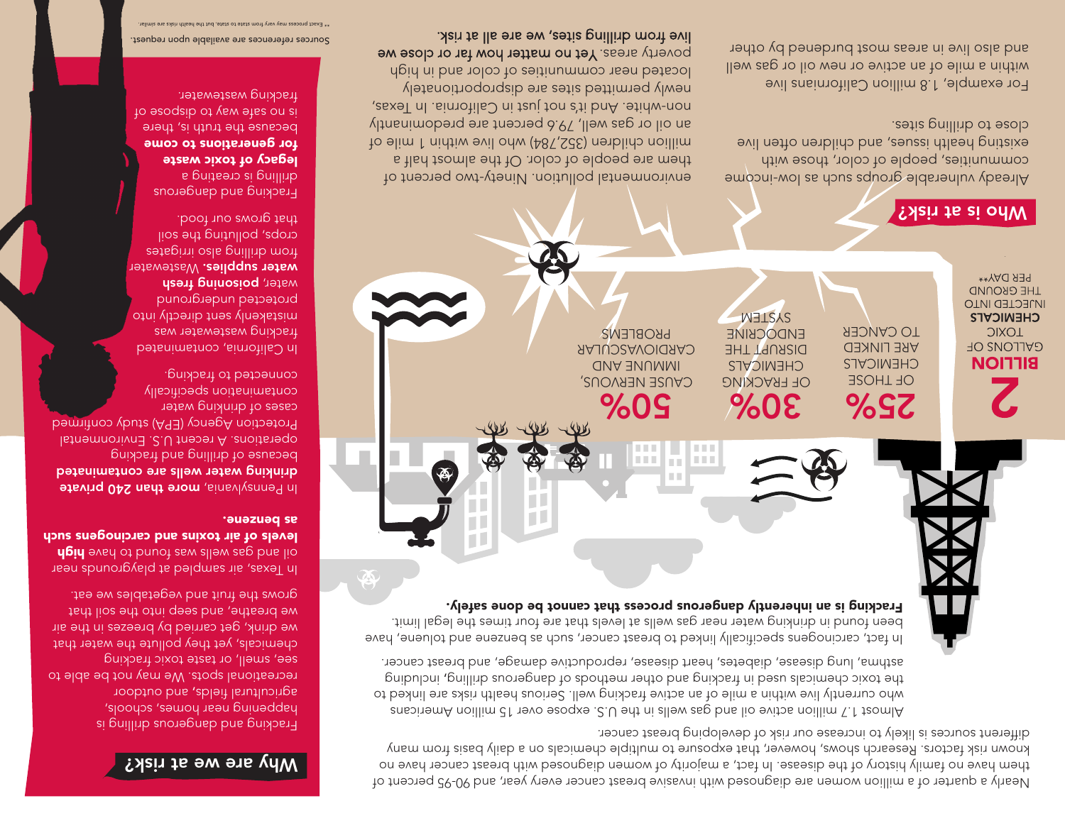Nearly a quarter of a million women are diagnosed with invasive breast cancer every year, and 90-95 percent of them have no family history of the disease. In fact, a majority of women diagnosed with breast cancer have no known risk factors. Research shows, however, that exposure to multiple chemicals on a daily basis from many different sources is likely to increase our risk of developing breast cancer.

Almost 1.7 million active oil and gas wells in the U.S. expose over 15 million Americans who currently live within a mile of an active fracking well. Serious health risks are linked to the toxic chemicals used in fracking and other methods of dangerous drilling, including asthma, lung diseases, diabetes, heart diseases, reproductive damage, and breast cancer.

In fact, carcinogens specifically linked to breast cancer, such as benzene and toluene, have been found in drinking water near gas wells at levels that are four times the legal limit.

**Fracking is an inherently dangerous process that cannot be done safely.**

**2 BILLION** GALLONS OF TOXIC **CHEMICALS** INJECTED INTO THE GROUND PER DAY**

**25%** OF THOSE CHEMICALS ARE LINKED TO CANCER

**30%** OF FRACKING CHEMICALS DISRUPT THE ENDOCRINE SYSTEM

**50%** CAUSE NERVOUS, IMMUNE AND CARDIOVASCULAR PROBLEMS

## Who is at risk?

Already vulnerable groups such as low-income communities, people of color, those with existing health issues, and children often live close to drilling sites.

For example, 1.8 million Californians live within a mile of an active or new oil or gas well and also live in areas most burdened by other environmental pollution. Ninety-two percent of them are people of color. Of the almost half a million children (352,784) who live within 1 mile of an oil or gas well, 79.6 percent are predominantly non-white. And it's not just in California. In Texas, newly permitted sites are disproportionately located near communities of color and in high poverty areas. **Yet no matter how far or close we live from drilling sites, we are all at risk.**

## Why are we at risk?

Fracking and dangerous drilling is happening near homes, schools, agricultural fields, and outdoor recreational spots. We may not be able to see, smell, or taste toxic fracking chemicals, yet they pollute the water that we drink, get carried by breezes in the air we breathe, and seep into the soil that grows the fruit and vegetables we eat.

In Texas, air sampled at playgrounds near oil and gas wells was found to have **high levels of air toxins and carcinogens such as benzene.**

In Pennsylvania, **more than 240 private drinking water wells are contaminated** because of drilling and fracking operations. A recent U.S. Environmental Protection Agency (EPA) study confirmed cases of drinking water contamination specifically connected to fracking.

In California, contaminated fracking wastewater was mistakenly sent directly into protected underground water, **poisoning fresh water supplies.** Wastewater from drilling also irrigates crops, polluting the soil that grows our food.

Fracking and dangerous drilling is creating a **legacy of toxic waste for generations to come** because the truth is, there is no safe way to dispose of fracking wastewater.

Sources references are available upon request.

** Exact process may vary from state to state, but the health risks are similar.